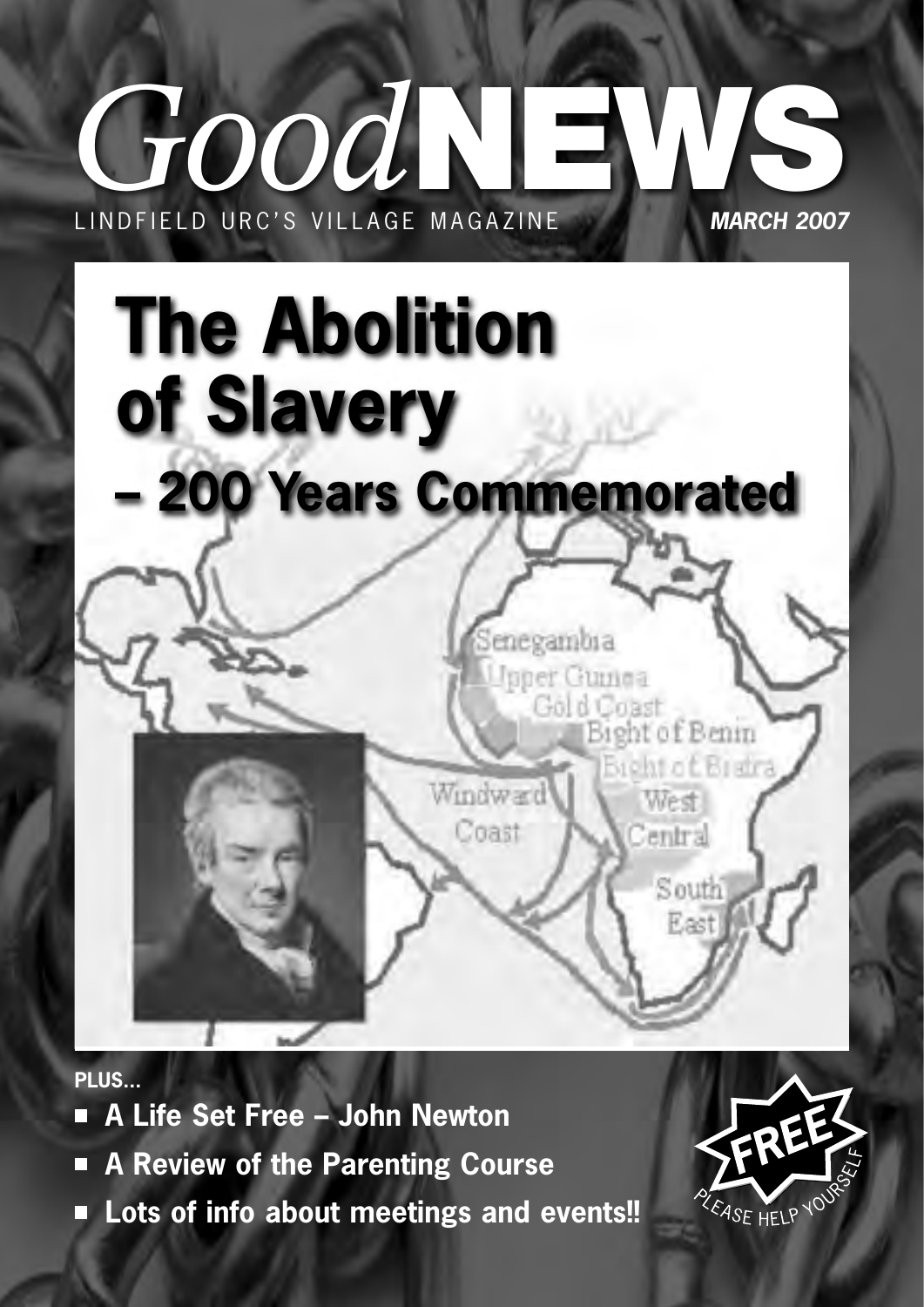# *Good*NEWS

LINDFIELD URC'S VILLAGE MAGAZINE

***MARCH 2007***

# The Abolition of Slavery – 200 Years Commemorated

Senegambia
Upper Guinea
Gold Coast
Bight of Benin
Bight of Biafra
Windward Coast
West Central
South East

**PLUS...**

- **A Life Set Free – John Newton**
- **A Review of the Parenting Course**
- **Lots of info about meetings and events!!**

**FREE**
PLEASE HELP YOURSELF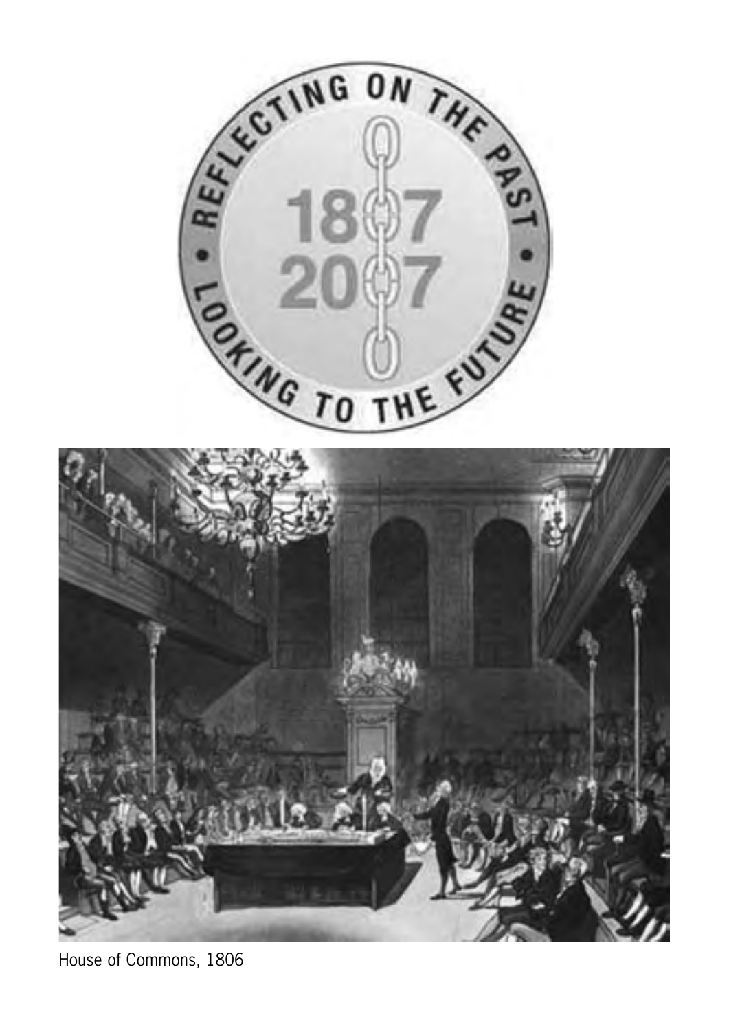House of Commons, 1806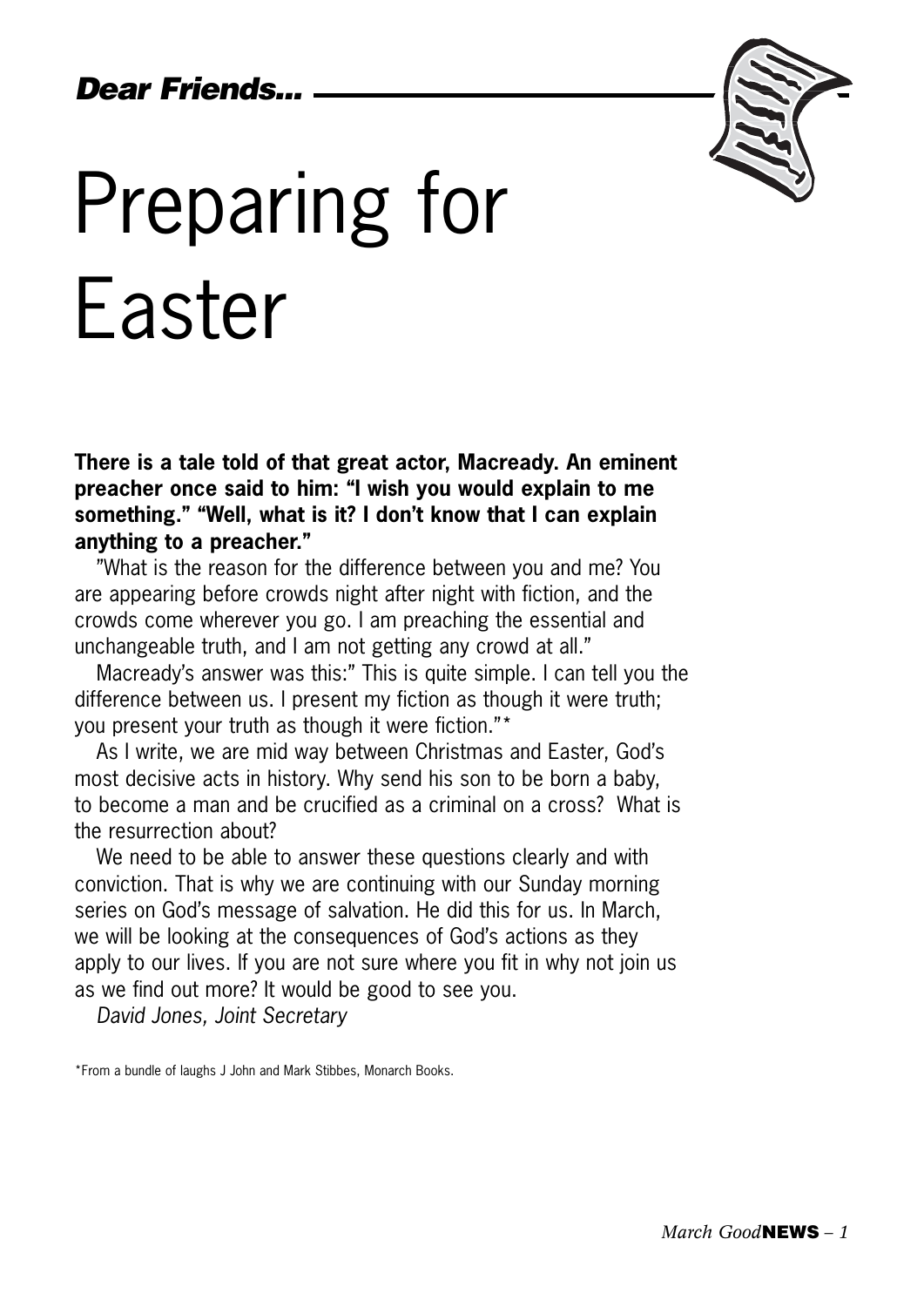*Dear Friends...*

# Preparing for Easter

**There is a tale told of that great actor, Macready. An eminent preacher once said to him: "I wish you would explain to me something." "Well, what is it? I don't know that I can explain anything to a preacher."**

"What is the reason for the difference between you and me? You are appearing before crowds night after night with fiction, and the crowds come wherever you go. I am preaching the essential and unchangeable truth, and I am not getting any crowd at all."

Macready's answer was this:" This is quite simple. I can tell you the difference between us. I present my fiction as though it were truth; you present your truth as though it were fiction."*

As I write, we are mid way between Christmas and Easter, God's most decisive acts in history. Why send his son to be born a baby, to become a man and be crucified as a criminal on a cross? What is the resurrection about?

We need to be able to answer these questions clearly and with conviction. That is why we are continuing with our Sunday morning series on God's message of salvation. He did this for us. In March, we will be looking at the consequences of God's actions as they apply to our lives. If you are not sure where you fit in why not join us as we find out more? It would be good to see you.

*David Jones, Joint Secretary*

*From a bundle of laughs J John and Mark Stibbes, Monarch Books.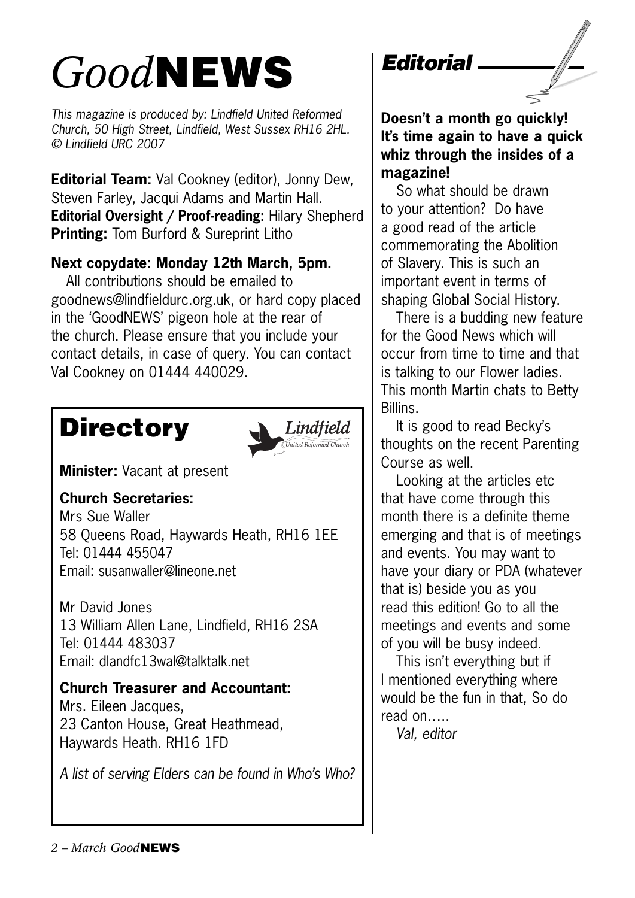# *Good*NEWS

*This magazine is produced by: Lindfield United Reformed Church, 50 High Street, Lindfield, West Sussex RH16 2HL. © Lindfield URC 2007*

**Editorial Team:** Val Cookney (editor), Jonny Dew, Steven Farley, Jacqui Adams and Martin Hall.
**Editorial Oversight / Proof-reading:** Hilary Shepherd
**Printing:** Tom Burford & Sureprint Litho

**Next copydate: Monday 12th March, 5pm.**

All contributions should be emailed to goodnews@lindfieldurc.org.uk, or hard copy placed in the 'GoodNEWS' pigeon hole at the rear of the church. Please ensure that you include your contact details, in case of query. You can contact Val Cookney on 01444 440029.

## Directory

Lindfield United Reformed Church

**Minister:** Vacant at present

**Church Secretaries:**
Mrs Sue Waller
58 Queens Road, Haywards Heath, RH16 1EE
Tel: 01444 455047
Email: susanwaller@lineone.net

Mr David Jones
13 William Allen Lane, Lindfield, RH16 2SA
Tel: 01444 483037
Email: dlandfc13wal@talktalk.net

**Church Treasurer and Accountant:**
Mrs. Eileen Jacques,
23 Canton House, Great Heathmead,
Haywards Heath. RH16 1FD

*A list of serving Elders can be found in Who's Who?*

## Editorial

**Doesn't a month go quickly! It's time again to have a quick whiz through the insides of a magazine!**

So what should be drawn to your attention? Do have a good read of the article commemorating the Abolition of Slavery. This is such an important event in terms of shaping Global Social History.

There is a budding new feature for the Good News which will occur from time to time and that is talking to our Flower ladies. This month Martin chats to Betty Billins.

It is good to read Becky's thoughts on the recent Parenting Course as well.

Looking at the articles etc that have come through this month there is a definite theme emerging and that is of meetings and events. You may want to have your diary or PDA (whatever that is) beside you as you read this edition! Go to all the meetings and events and some of you will be busy indeed.

This isn't everything but if I mentioned everything where would be the fun in that, So do read on.....

*Val, editor*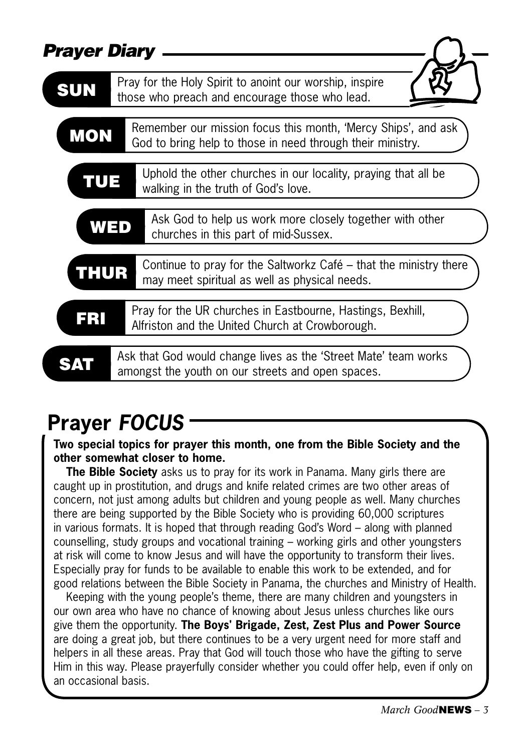## *Prayer Diary*

**SUN** Pray for the Holy Spirit to anoint our worship, inspire those who preach and encourage those who lead.

**MON** Remember our mission focus this month, 'Mercy Ships', and ask God to bring help to those in need through their ministry.

**TUE** Uphold the other churches in our locality, praying that all be walking in the truth of God's love.

**WED** Ask God to help us work more closely together with other churches in this part of mid-Sussex.

**THUR** Continue to pray for the Saltworkz Café – that the ministry there may meet spiritual as well as physical needs.

**FRI** Pray for the UR churches in Eastbourne, Hastings, Bexhill, Alfriston and the United Church at Crowborough.

**SAT** Ask that God would change lives as the 'Street Mate' team works amongst the youth on our streets and open spaces.

## Prayer *FOCUS*

**Two special topics for prayer this month, one from the Bible Society and the other somewhat closer to home.**

**The Bible Society** asks us to pray for its work in Panama. Many girls there are caught up in prostitution, and drugs and knife related crimes are two other areas of concern, not just among adults but children and young people as well. Many churches there are being supported by the Bible Society who is providing 60,000 scriptures in various formats. It is hoped that through reading God's Word – along with planned counselling, study groups and vocational training – working girls and other youngsters at risk will come to know Jesus and will have the opportunity to transform their lives. Especially pray for funds to be available to enable this work to be extended, and for good relations between the Bible Society in Panama, the churches and Ministry of Health.

Keeping with the young people's theme, there are many children and youngsters in our own area who have no chance of knowing about Jesus unless churches like ours give them the opportunity. **The Boys' Brigade, Zest, Zest Plus and Power Source** are doing a great job, but there continues to be a very urgent need for more staff and helpers in all these areas. Pray that God will touch those who have the gifting to serve Him in this way. Please prayerfully consider whether you could offer help, even if only on an occasional basis.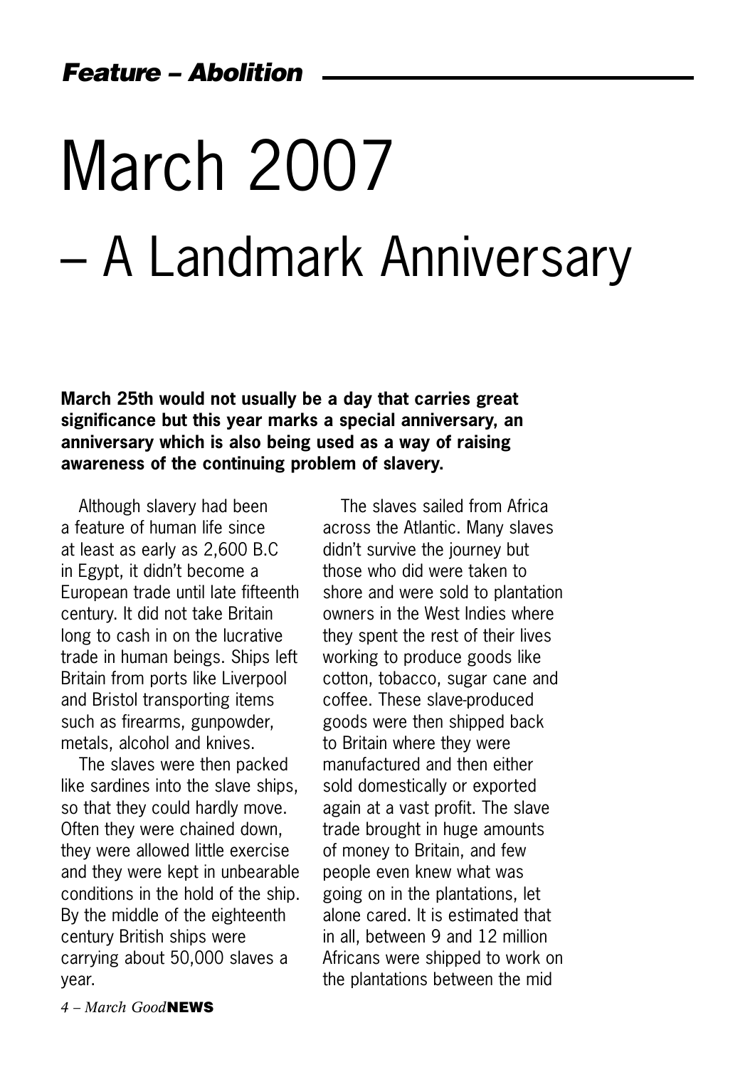*Feature – Abolition*

# March 2007 – A Landmark Anniversary

**March 25th would not usually be a day that carries great significance but this year marks a special anniversary, an anniversary which is also being used as a way of raising awareness of the continuing problem of slavery.**

Although slavery had been a feature of human life since at least as early as 2,600 B.C in Egypt, it didn't become a European trade until late fifteenth century. It did not take Britain long to cash in on the lucrative trade in human beings. Ships left Britain from ports like Liverpool and Bristol transporting items such as firearms, gunpowder, metals, alcohol and knives.

The slaves were then packed like sardines into the slave ships, so that they could hardly move. Often they were chained down, they were allowed little exercise and they were kept in unbearable conditions in the hold of the ship. By the middle of the eighteenth century British ships were carrying about 50,000 slaves a year.

The slaves sailed from Africa across the Atlantic. Many slaves didn't survive the journey but those who did were taken to shore and were sold to plantation owners in the West Indies where they spent the rest of their lives working to produce goods like cotton, tobacco, sugar cane and coffee. These slave-produced goods were then shipped back to Britain where they were manufactured and then either sold domestically or exported again at a vast profit. The slave trade brought in huge amounts of money to Britain, and few people even knew what was going on in the plantations, let alone cared. It is estimated that in all, between 9 and 12 million Africans were shipped to work on the plantations between the mid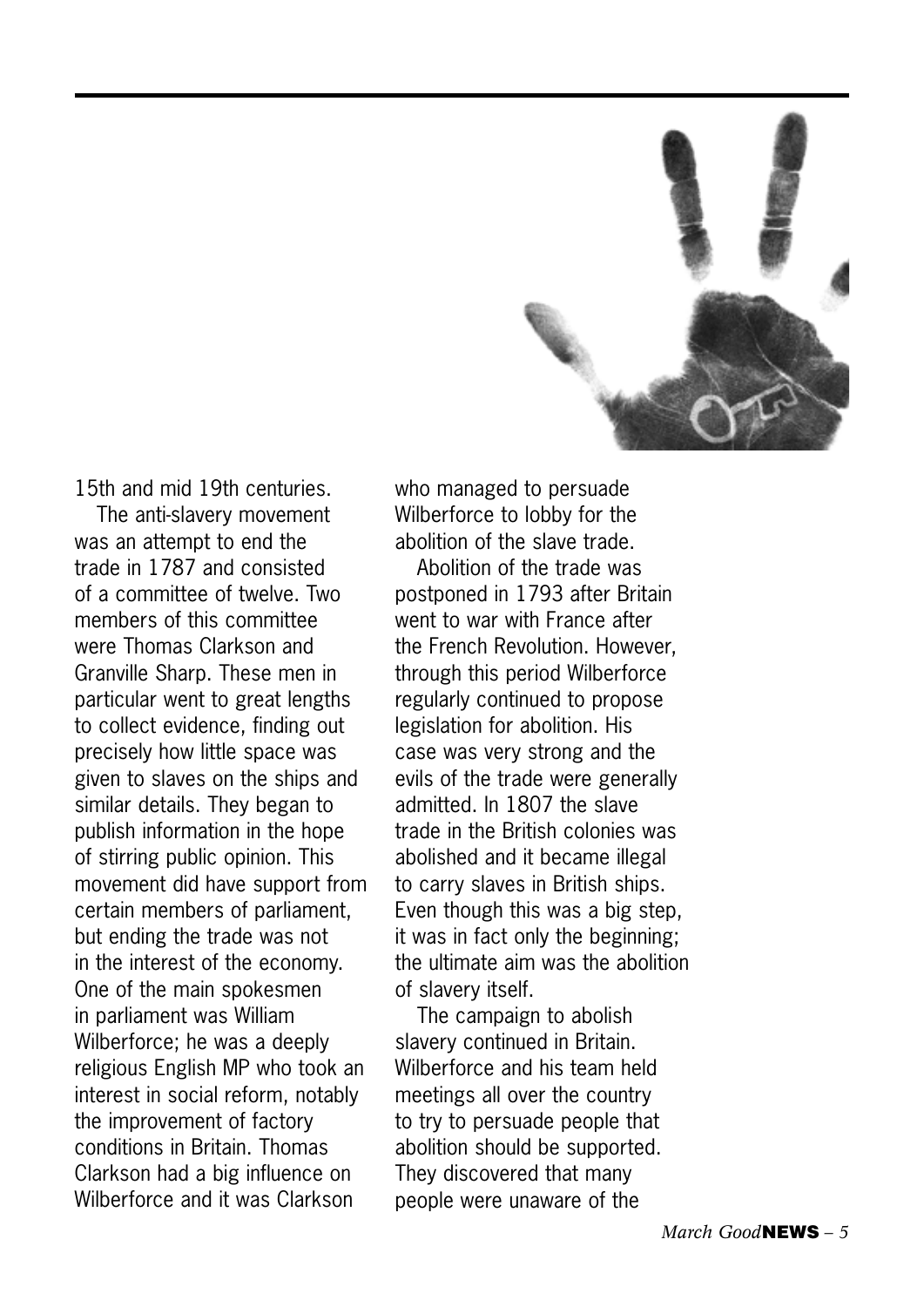15th and mid 19th centuries.

The anti-slavery movement was an attempt to end the trade in 1787 and consisted of a committee of twelve. Two members of this committee were Thomas Clarkson and Granville Sharp. These men in particular went to great lengths to collect evidence, finding out precisely how little space was given to slaves on the ships and similar details. They began to publish information in the hope of stirring public opinion. This movement did have support from certain members of parliament, but ending the trade was not in the interest of the economy. One of the main spokesmen in parliament was William Wilberforce; he was a deeply religious English MP who took an interest in social reform, notably the improvement of factory conditions in Britain. Thomas Clarkson had a big influence on Wilberforce and it was Clarkson who managed to persuade Wilberforce to lobby for the abolition of the slave trade.

Abolition of the trade was postponed in 1793 after Britain went to war with France after the French Revolution. However, through this period Wilberforce regularly continued to propose legislation for abolition. His case was very strong and the evils of the trade were generally admitted. In 1807 the slave trade in the British colonies was abolished and it became illegal to carry slaves in British ships. Even though this was a big step, it was in fact only the beginning; the ultimate aim was the abolition of slavery itself.

The campaign to abolish slavery continued in Britain. Wilberforce and his team held meetings all over the country to try to persuade people that abolition should be supported. They discovered that many people were unaware of the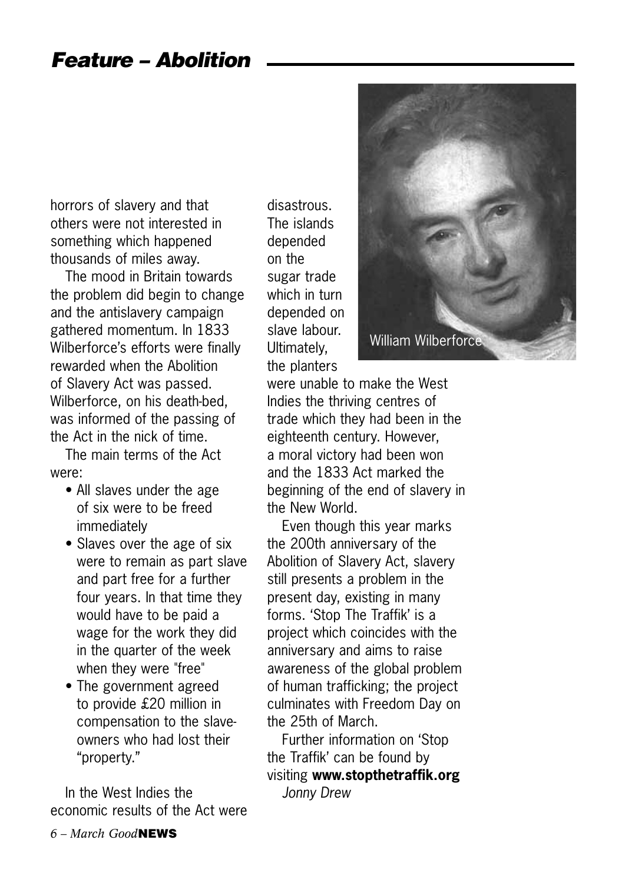## Feature – Abolition

horrors of slavery and that others were not interested in something which happened thousands of miles away.

The mood in Britain towards the problem did begin to change and the antislavery campaign gathered momentum. In 1833 Wilberforce's efforts were finally rewarded when the Abolition of Slavery Act was passed. Wilberforce, on his death-bed, was informed of the passing of the Act in the nick of time.

The main terms of the Act were:

- All slaves under the age of six were to be freed immediately
- Slaves over the age of six were to remain as part slave and part free for a further four years. In that time they would have to be paid a wage for the work they did in the quarter of the week when they were "free"
- The government agreed to provide £20 million in compensation to the slave-owners who had lost their "property."

In the West Indies the economic results of the Act were disastrous. The islands depended on the sugar trade which in turn depended on slave labour. Ultimately, the planters were unable to make the West Indies the thriving centres of trade which they had been in the eighteenth century. However, a moral victory had been won and the 1833 Act marked the beginning of the end of slavery in the New World.

William Wilberforce

Even though this year marks the 200th anniversary of the Abolition of Slavery Act, slavery still presents a problem in the present day, existing in many forms. 'Stop The Traffik' is a project which coincides with the anniversary and aims to raise awareness of the global problem of human trafficking; the project culminates with Freedom Day on the 25th of March.

Further information on 'Stop the Traffik' can be found by visiting **www.stopthetraffik.org**

*Jonny Drew*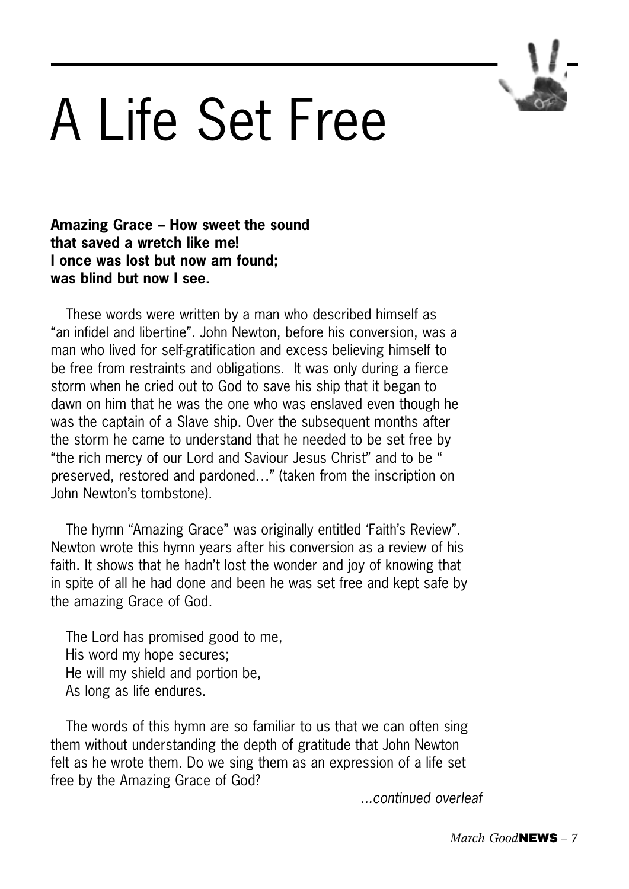# A Life Set Free

**Amazing Grace – How sweet the sound**
**that saved a wretch like me!**
**I once was lost but now am found;**
**was blind but now I see.**

These words were written by a man who described himself as "an infidel and libertine". John Newton, before his conversion, was a man who lived for self-gratification and excess believing himself to be free from restraints and obligations. It was only during a fierce storm when he cried out to God to save his ship that it began to dawn on him that he was the one who was enslaved even though he was the captain of a Slave ship. Over the subsequent months after the storm he came to understand that he needed to be set free by "the rich mercy of our Lord and Saviour Jesus Christ" and to be " preserved, restored and pardoned…" (taken from the inscription on John Newton's tombstone).

The hymn "Amazing Grace" was originally entitled 'Faith's Review". Newton wrote this hymn years after his conversion as a review of his faith. It shows that he hadn't lost the wonder and joy of knowing that in spite of all he had done and been he was set free and kept safe by the amazing Grace of God.

The Lord has promised good to me,
His word my hope secures;
He will my shield and portion be,
As long as life endures.

The words of this hymn are so familiar to us that we can often sing them without understanding the depth of gratitude that John Newton felt as he wrote them. Do we sing them as an expression of a life set free by the Amazing Grace of God?

*…continued overleaf*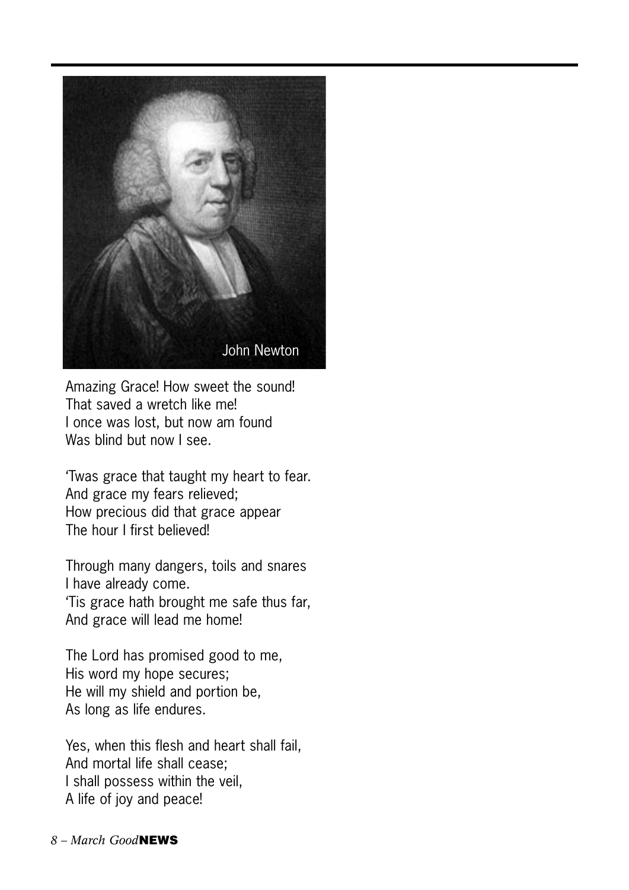John Newton

Amazing Grace! How sweet the sound!
That saved a wretch like me!
I once was lost, but now am found
Was blind but now I see.

'Twas grace that taught my heart to fear.
And grace my fears relieved;
How precious did that grace appear
The hour I first believed!

Through many dangers, toils and snares
I have already come.
'Tis grace hath brought me safe thus far,
And grace will lead me home!

The Lord has promised good to me,
His word my hope secures;
He will my shield and portion be,
As long as life endures.

Yes, when this flesh and heart shall fail,
And mortal life shall cease;
I shall possess within the veil,
A life of joy and peace!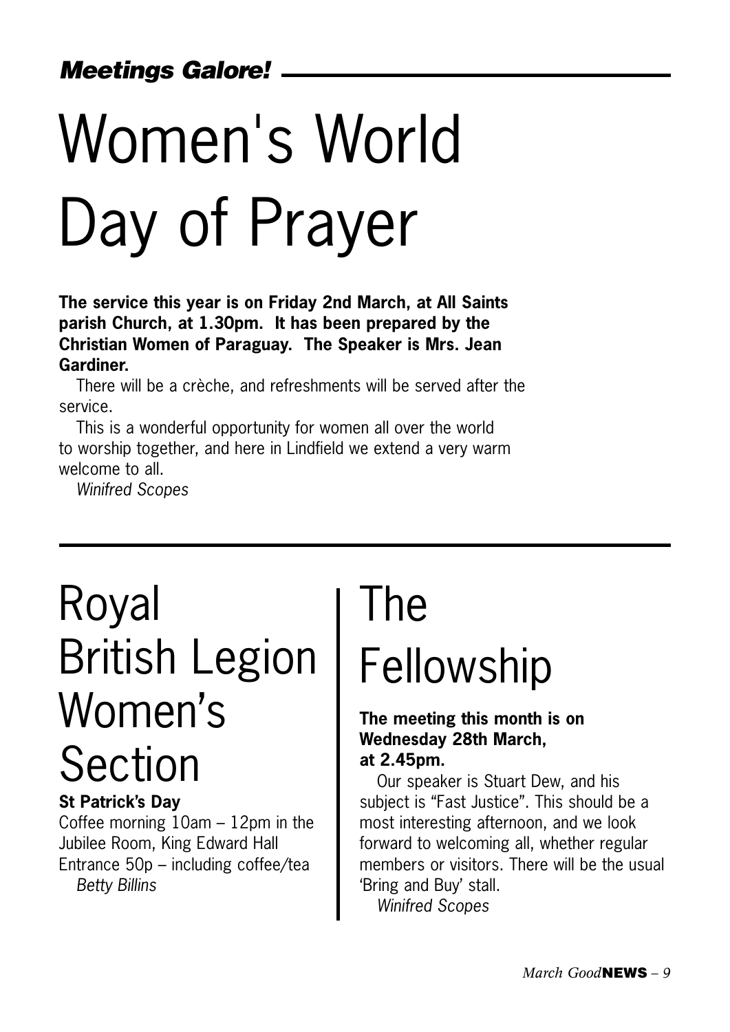***Meetings Galore!***

# Women's World Day of Prayer

**The service this year is on Friday 2nd March, at All Saints parish Church, at 1.30pm. It has been prepared by the Christian Women of Paraguay. The Speaker is Mrs. Jean Gardiner.**

There will be a crèche, and refreshments will be served after the service.

This is a wonderful opportunity for women all over the world to worship together, and here in Lindfield we extend a very warm welcome to all.

*Winifred Scopes*

# Royal British Legion Women's Section

**St Patrick's Day**

Coffee morning 10am – 12pm in the Jubilee Room, King Edward Hall
Entrance 50p – including coffee/tea

*Betty Billins*

# The Fellowship

**The meeting this month is on Wednesday 28th March, at 2.45pm.**

Our speaker is Stuart Dew, and his subject is "Fast Justice". This should be a most interesting afternoon, and we look forward to welcoming all, whether regular members or visitors. There will be the usual 'Bring and Buy' stall.

*Winifred Scopes*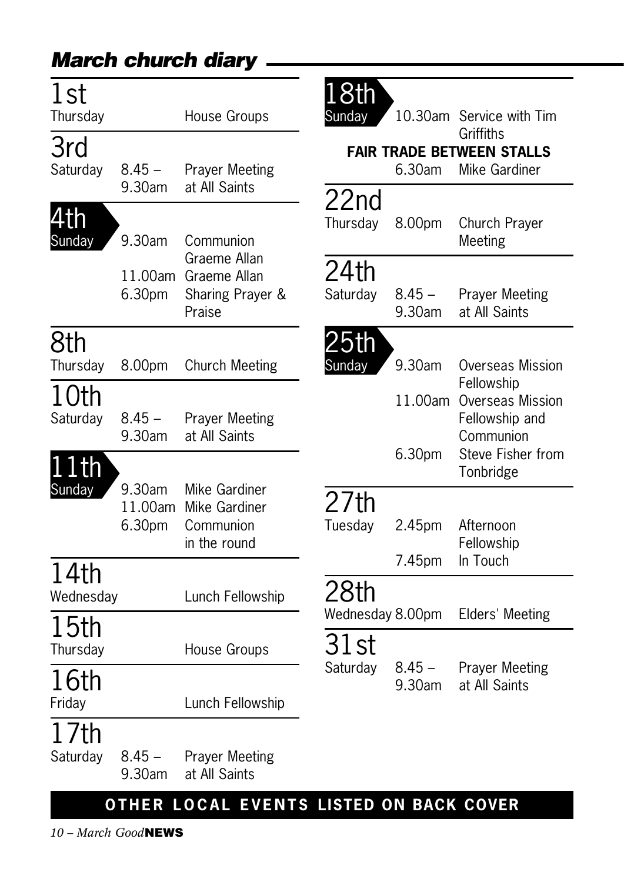## March church diary

| Date | Day | Time | Event |
|---|---|---|---|
| 1st | Thursday | | House Groups |
| 3rd | Saturday | 8.45 – 9.30am | Prayer Meeting at All Saints |
| 4th | Sunday | 9.30am | Communion Graeme Allan |
| | | 11.00am | Graeme Allan |
| | | 6.30pm | Sharing Prayer & Praise |
| 8th | Thursday | 8.00pm | Church Meeting |
| 10th | Saturday | 8.45 – 9.30am | Prayer Meeting at All Saints |
| 11th | Sunday | 9.30am | Mike Gardiner |
| | | 11.00am | Mike Gardiner |
| | | 6.30pm | Communion in the round |
| 14th | Wednesday | | Lunch Fellowship |
| 15th | Thursday | | House Groups |
| 16th | Friday | | Lunch Fellowship |
| 17th | Saturday | 8.45 – 9.30am | Prayer Meeting at All Saints |
| 18th | Sunday | 10.30am | Service with Tim Griffiths |
| | | | **FAIR TRADE BETWEEN STALLS** |
| | | 6.30am | Mike Gardiner |
| 22nd | Thursday | 8.00pm | Church Prayer Meeting |
| 24th | Saturday | 8.45 – 9.30am | Prayer Meeting at All Saints |
| 25th | Sunday | 9.30am | Overseas Mission Fellowship |
| | | 11.00am | Overseas Mission Fellowship and Communion |
| | | 6.30pm | Steve Fisher from Tonbridge |
| 27th | Tuesday | 2.45pm | Afternoon Fellowship |
| | | 7.45pm | In Touch |
| 28th | Wednesday | 8.00pm | Elders' Meeting |
| 31st | Saturday | 8.45 – 9.30am | Prayer Meeting at All Saints |

**OTHER LOCAL EVENTS LISTED ON BACK COVER**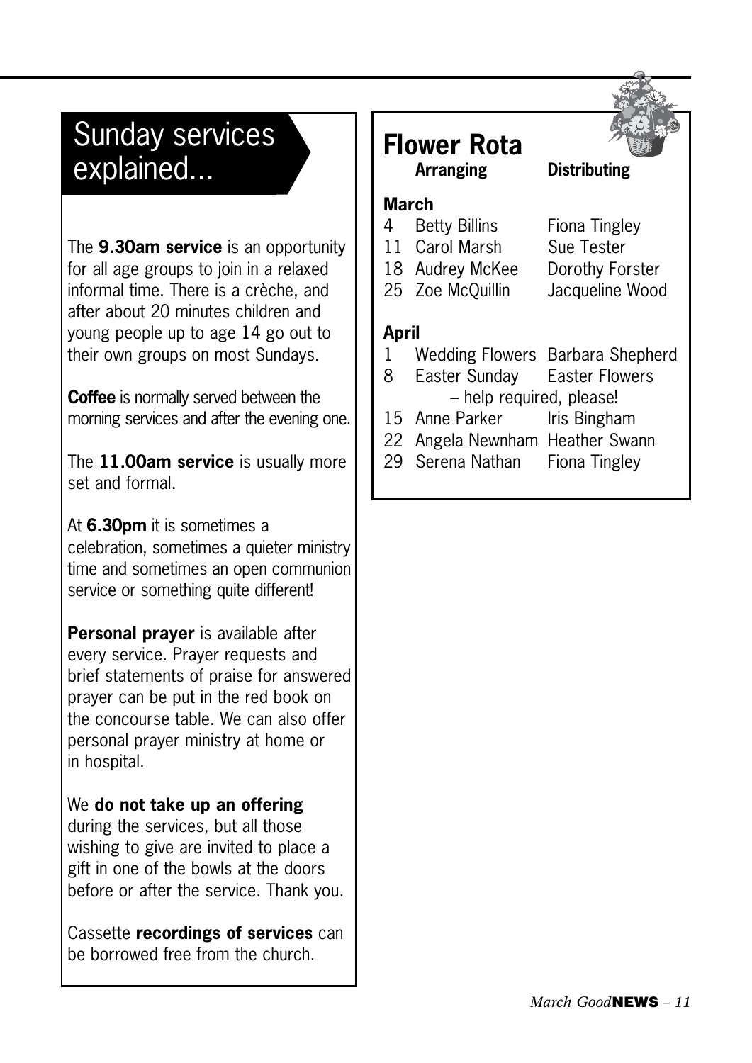## Sunday services explained...

The **9.30am service** is an opportunity for all age groups to join in a relaxed informal time. There is a crèche, and after about 20 minutes children and young people up to age 14 go out to their own groups on most Sundays.

**Coffee** is normally served between the morning services and after the evening one.

The **11.00am service** is usually more set and formal.

At **6.30pm** it is sometimes a celebration, sometimes a quieter ministry time and sometimes an open communion service or something quite different!

**Personal prayer** is available after every service. Prayer requests and brief statements of praise for answered prayer can be put in the red book on the concourse table. We can also offer personal prayer ministry at home or in hospital.

We **do not take up an offering** during the services, but all those wishing to give are invited to place a gift in one of the bowls at the doors before or after the service. Thank you.

Cassette **recordings of services** can be borrowed free from the church.

## Flower Rota

| | Arranging | Distributing |
|---|---|---|
| **March** | | |
| 4 | Betty Billins | Fiona Tingley |
| 11 | Carol Marsh | Sue Tester |
| 18 | Audrey McKee | Dorothy Forster |
| 25 | Zoe McQuillin | Jacqueline Wood |
| **April** | | |
| 1 | Wedding Flowers | Barbara Shepherd |
| 8 | Easter Sunday | Easter Flowers – help required, please! |
| 15 | Anne Parker | Iris Bingham |
| 22 | Angela Newnham | Heather Swann |
| 29 | Serena Nathan | Fiona Tingley |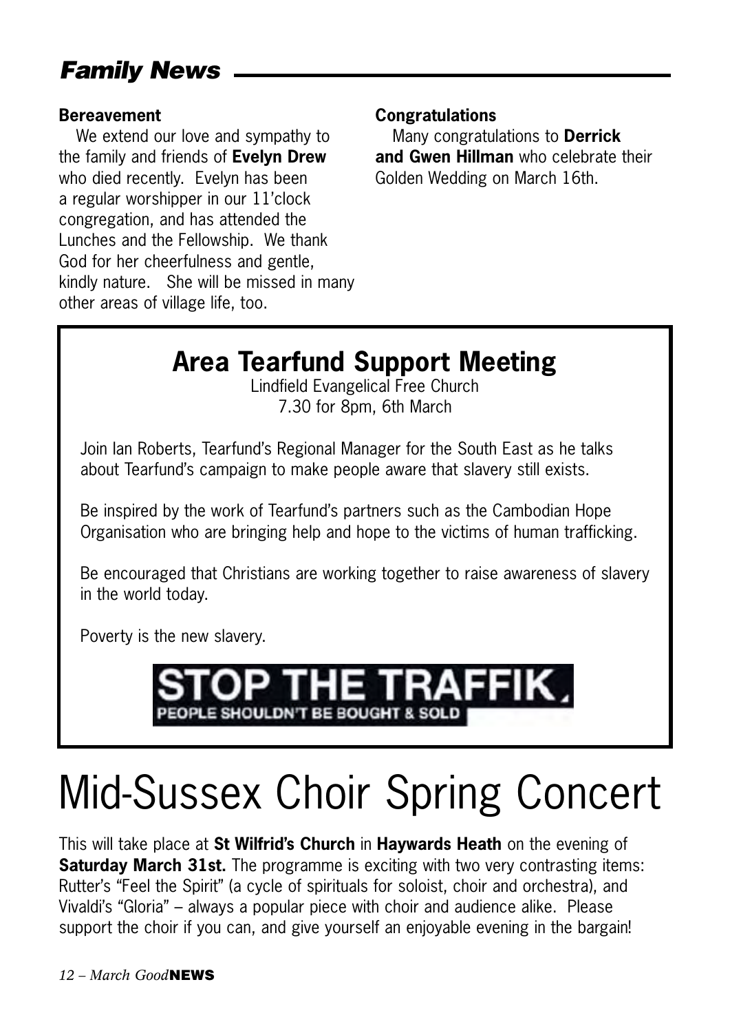## *Family News*

**Bereavement**

We extend our love and sympathy to the family and friends of **Evelyn Drew** who died recently. Evelyn has been a regular worshipper in our 11'clock congregation, and has attended the Lunches and the Fellowship. We thank God for her cheerfulness and gentle, kindly nature. She will be missed in many other areas of village life, too.

**Congratulations**

Many congratulations to **Derrick and Gwen Hillman** who celebrate their Golden Wedding on March 16th.

## Area Tearfund Support Meeting

Lindfield Evangelical Free Church
7.30 for 8pm, 6th March

Join Ian Roberts, Tearfund's Regional Manager for the South East as he talks about Tearfund's campaign to make people aware that slavery still exists.

Be inspired by the work of Tearfund's partners such as the Cambodian Hope Organisation who are bringing help and hope to the victims of human trafficking.

Be encouraged that Christians are working together to raise awareness of slavery in the world today.

Poverty is the new slavery.

**STOP THE TRAFFIK.**
PEOPLE SHOULDN'T BE BOUGHT & SOLD

# Mid-Sussex Choir Spring Concert

This will take place at **St Wilfrid's Church** in **Haywards Heath** on the evening of **Saturday March 31st.** The programme is exciting with two very contrasting items: Rutter's "Feel the Spirit" (a cycle of spirituals for soloist, choir and orchestra), and Vivaldi's "Gloria" – always a popular piece with choir and audience alike. Please support the choir if you can, and give yourself an enjoyable evening in the bargain!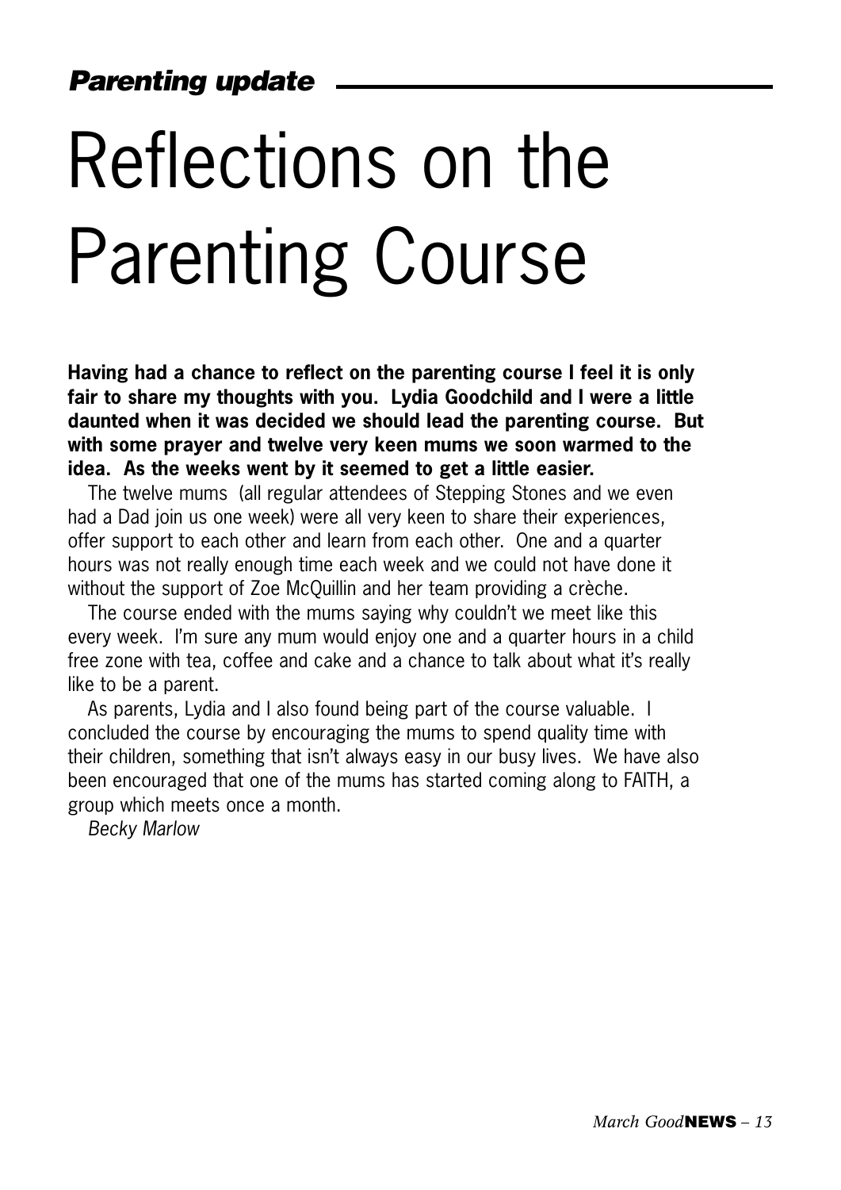*Parenting update*

# Reflections on the Parenting Course

**Having had a chance to reflect on the parenting course I feel it is only fair to share my thoughts with you. Lydia Goodchild and I were a little daunted when it was decided we should lead the parenting course. But with some prayer and twelve very keen mums we soon warmed to the idea. As the weeks went by it seemed to get a little easier.**

The twelve mums (all regular attendees of Stepping Stones and we even had a Dad join us one week) were all very keen to share their experiences, offer support to each other and learn from each other. One and a quarter hours was not really enough time each week and we could not have done it without the support of Zoe McQuillin and her team providing a crèche.

The course ended with the mums saying why couldn't we meet like this every week. I'm sure any mum would enjoy one and a quarter hours in a child free zone with tea, coffee and cake and a chance to talk about what it's really like to be a parent.

As parents, Lydia and I also found being part of the course valuable. I concluded the course by encouraging the mums to spend quality time with their children, something that isn't always easy in our busy lives. We have also been encouraged that one of the mums has started coming along to FAITH, a group which meets once a month.

*Becky Marlow*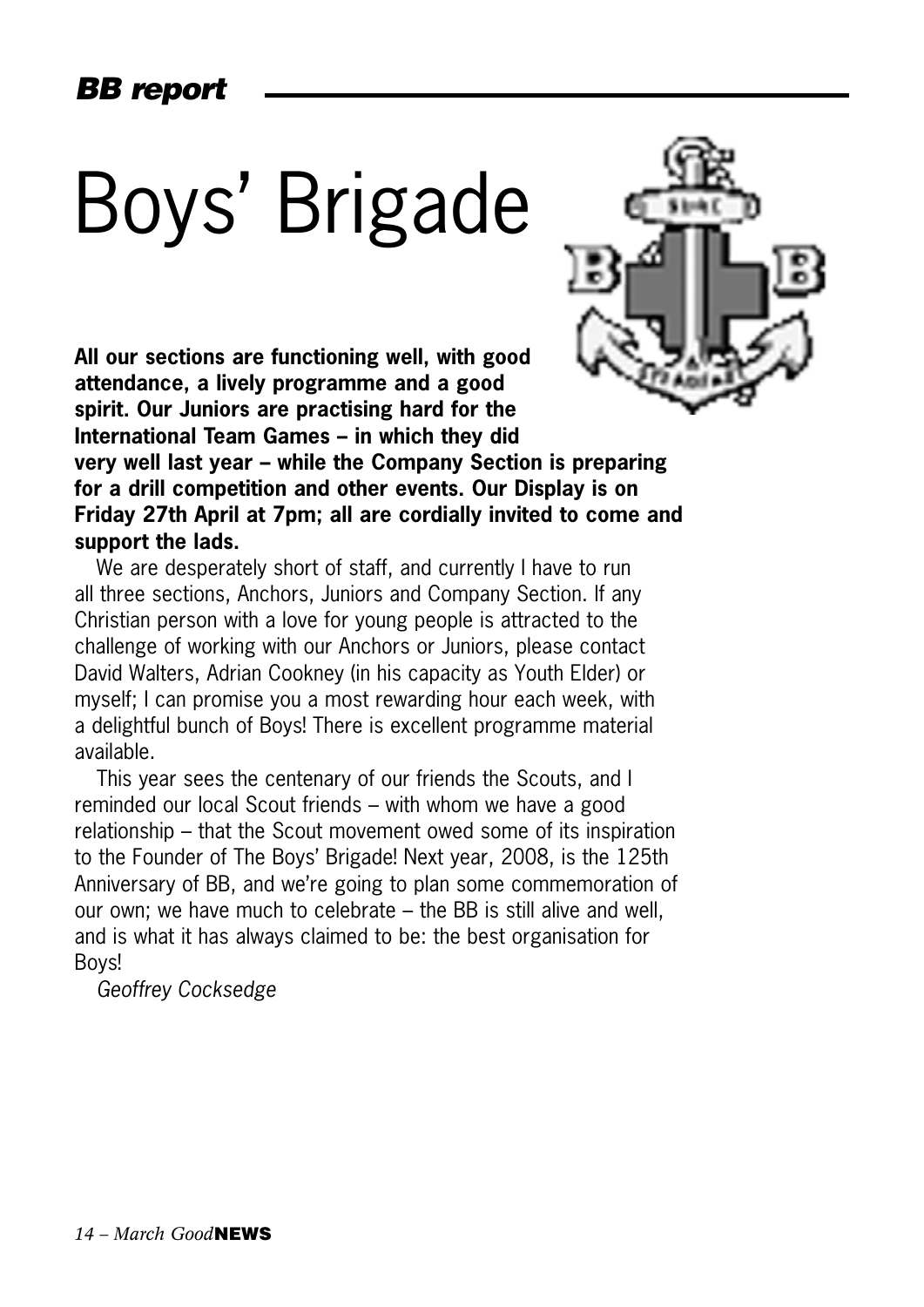*BB report*

# Boys' Brigade

**All our sections are functioning well, with good attendance, a lively programme and a good spirit. Our Juniors are practising hard for the International Team Games – in which they did very well last year – while the Company Section is preparing for a drill competition and other events. Our Display is on Friday 27th April at 7pm; all are cordially invited to come and support the lads.**

We are desperately short of staff, and currently I have to run all three sections, Anchors, Juniors and Company Section. If any Christian person with a love for young people is attracted to the challenge of working with our Anchors or Juniors, please contact David Walters, Adrian Cookney (in his capacity as Youth Elder) or myself; I can promise you a most rewarding hour each week, with a delightful bunch of Boys! There is excellent programme material available.

This year sees the centenary of our friends the Scouts, and I reminded our local Scout friends – with whom we have a good relationship – that the Scout movement owed some of its inspiration to the Founder of The Boys' Brigade! Next year, 2008, is the 125th Anniversary of BB, and we're going to plan some commemoration of our own; we have much to celebrate – the BB is still alive and well, and is what it has always claimed to be: the best organisation for Boys!

*Geoffrey Cocksedge*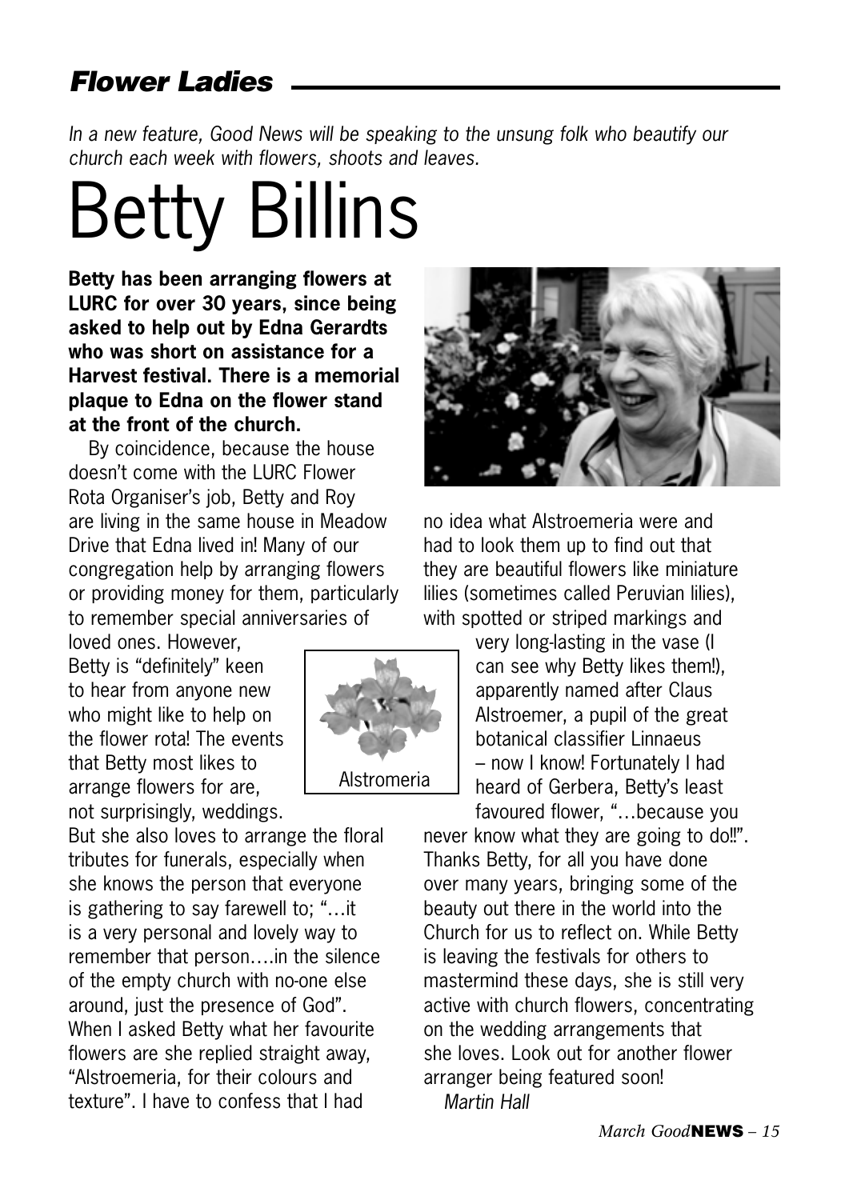## *Flower Ladies*

*In a new feature, Good News will be speaking to the unsung folk who beautify our church each week with flowers, shoots and leaves.*

# Betty Billins

**Betty has been arranging flowers at LURC for over 30 years, since being asked to help out by Edna Gerardts who was short on assistance for a Harvest festival. There is a memorial plaque to Edna on the flower stand at the front of the church.**

By coincidence, because the house doesn't come with the LURC Flower Rota Organiser's job, Betty and Roy are living in the same house in Meadow Drive that Edna lived in! Many of our congregation help by arranging flowers or providing money for them, particularly to remember special anniversaries of loved ones. However, Betty is "definitely" keen to hear from anyone new who might like to help on the flower rota! The events that Betty most likes to arrange flowers for are, not surprisingly, weddings.

But she also loves to arrange the floral tributes for funerals, especially when she knows the person that everyone is gathering to say farewell to; "…it is a very personal and lovely way to remember that person….in the silence of the empty church with no-one else around, just the presence of God". When I asked Betty what her favourite flowers are she replied straight away, "Alstroemeria, for their colours and texture". I have to confess that I had no idea what Alstroemeria were and had to look them up to find out that they are beautiful flowers like miniature lilies (sometimes called Peruvian lilies), with spotted or striped markings and very long-lasting in the vase (I can see why Betty likes them!), apparently named after Claus Alstroemer, a pupil of the great botanical classifier Linnaeus – now I know! Fortunately I had heard of Gerbera, Betty's least favoured flower, "…because you never know what they are going to do!!". Thanks Betty, for all you have done over many years, bringing some of the beauty out there in the world into the Church for us to reflect on. While Betty is leaving the festivals for others to mastermind these days, she is still very active with church flowers, concentrating on the wedding arrangements that she loves. Look out for another flower arranger being featured soon!

Alstromeria

*Martin Hall*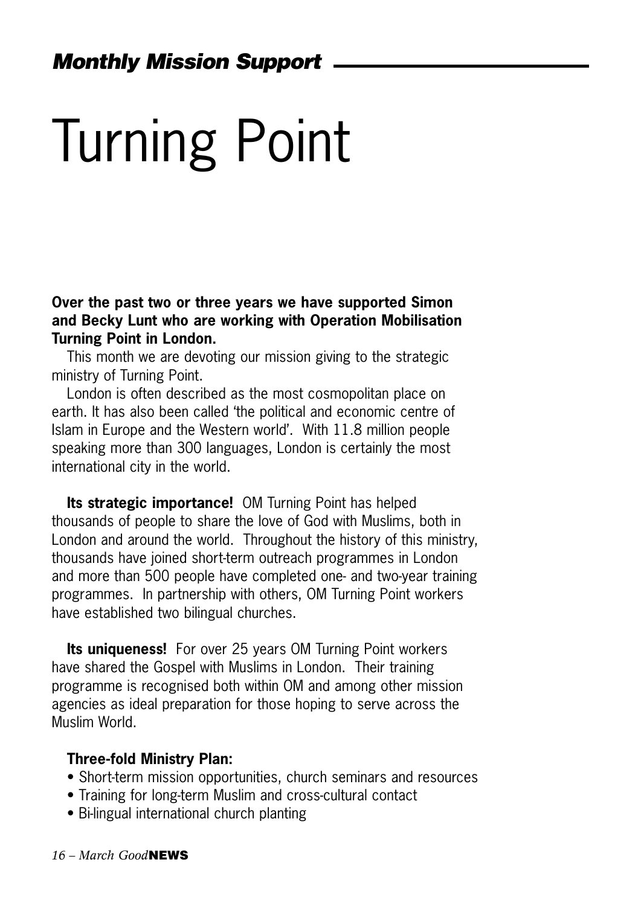## *Monthly Mission Support*

# Turning Point

**Over the past two or three years we have supported Simon and Becky Lunt who are working with Operation Mobilisation Turning Point in London.**

This month we are devoting our mission giving to the strategic ministry of Turning Point.

London is often described as the most cosmopolitan place on earth. It has also been called 'the political and economic centre of Islam in Europe and the Western world'. With 11.8 million people speaking more than 300 languages, London is certainly the most international city in the world.

**Its strategic importance!** OM Turning Point has helped thousands of people to share the love of God with Muslims, both in London and around the world. Throughout the history of this ministry, thousands have joined short-term outreach programmes in London and more than 500 people have completed one- and two-year training programmes. In partnership with others, OM Turning Point workers have established two bilingual churches.

**Its uniqueness!** For over 25 years OM Turning Point workers have shared the Gospel with Muslims in London. Their training programme is recognised both within OM and among other mission agencies as ideal preparation for those hoping to serve across the Muslim World.

**Three-fold Ministry Plan:**

- Short-term mission opportunities, church seminars and resources
- Training for long-term Muslim and cross-cultural contact
- Bi-lingual international church planting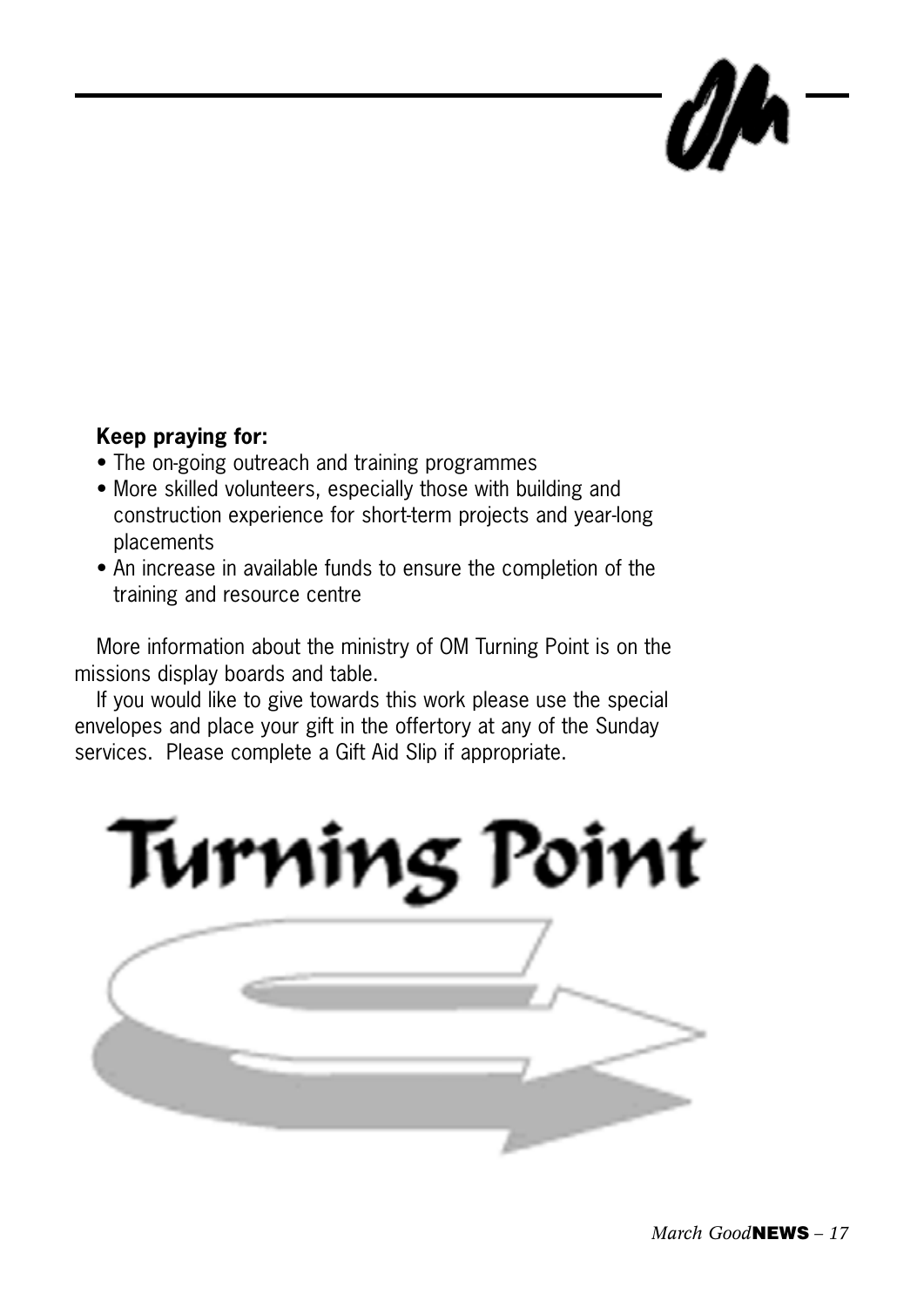**Keep praying for:**

- The on-going outreach and training programmes
- More skilled volunteers, especially those with building and construction experience for short-term projects and year-long placements
- An increase in available funds to ensure the completion of the training and resource centre

More information about the ministry of OM Turning Point is on the missions display boards and table.

If you would like to give towards this work please use the special envelopes and place your gift in the offertory at any of the Sunday services. Please complete a Gift Aid Slip if appropriate.

Turning Point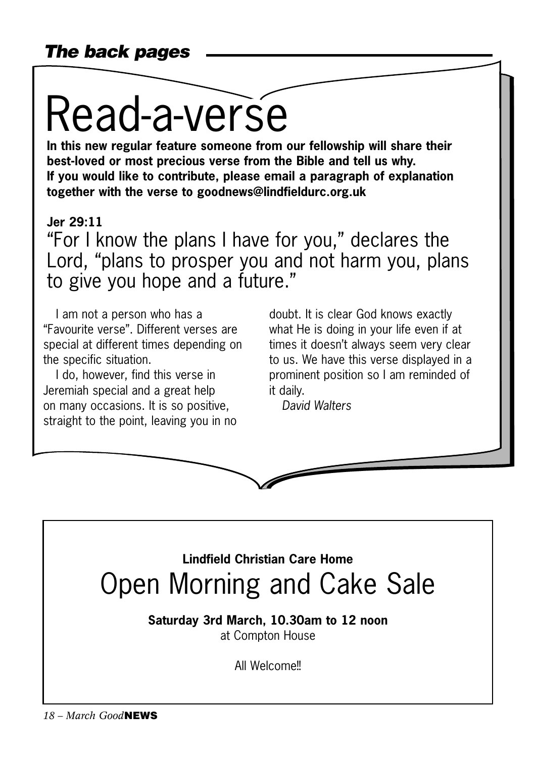*The back pages*

# Read-a-verse

**In this new regular feature someone from our fellowship will share their best-loved or most precious verse from the Bible and tell us why. If you would like to contribute, please email a paragraph of explanation together with the verse to goodnews@lindfieldurc.org.uk**

**Jer 29:11**

"For I know the plans I have for you," declares the Lord, "plans to prosper you and not harm you, plans to give you hope and a future."

I am not a person who has a "Favourite verse". Different verses are special at different times depending on the specific situation.

I do, however, find this verse in Jeremiah special and a great help on many occasions. It is so positive, straight to the point, leaving you in no doubt. It is clear God knows exactly what He is doing in your life even if at times it doesn't always seem very clear to us. We have this verse displayed in a prominent position so I am reminded of it daily.

*David Walters*

---

**Lindfield Christian Care Home**

## Open Morning and Cake Sale

**Saturday 3rd March, 10.30am to 12 noon**

at Compton House

All Welcome!!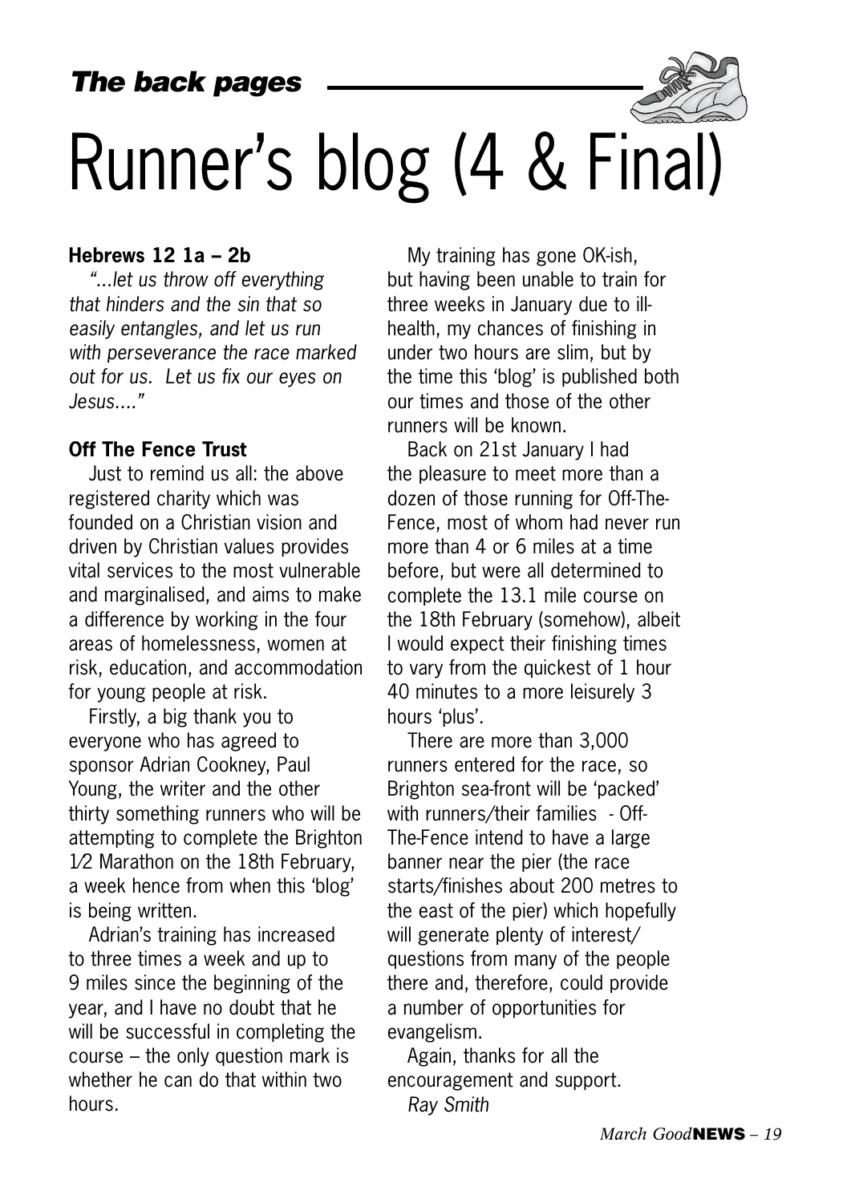*The back pages*

# Runner's blog (4 & Final)

**Hebrews 12 1a – 2b**

*"...let us throw off everything that hinders and the sin that so easily entangles, and let us run with perseverance the race marked out for us. Let us fix our eyes on Jesus...."*

**Off The Fence Trust**

Just to remind us all: the above registered charity which was founded on a Christian vision and driven by Christian values provides vital services to the most vulnerable and marginalised, and aims to make a difference by working in the four areas of homelessness, women at risk, education, and accommodation for young people at risk.

Firstly, a big thank you to everyone who has agreed to sponsor Adrian Cookney, Paul Young, the writer and the other thirty something runners who will be attempting to complete the Brighton 1/2 Marathon on the 18th February, a week hence from when this 'blog' is being written.

Adrian's training has increased to three times a week and up to 9 miles since the beginning of the year, and I have no doubt that he will be successful in completing the course – the only question mark is whether he can do that within two hours.

My training has gone OK-ish, but having been unable to train for three weeks in January due to ill-health, my chances of finishing in under two hours are slim, but by the time this 'blog' is published both our times and those of the other runners will be known.

Back on 21st January I had the pleasure to meet more than a dozen of those running for Off-The-Fence, most of whom had never run more than 4 or 6 miles at a time before, but were all determined to complete the 13.1 mile course on the 18th February (somehow), albeit I would expect their finishing times to vary from the quickest of 1 hour 40 minutes to a more leisurely 3 hours 'plus'.

There are more than 3,000 runners entered for the race, so Brighton sea-front will be 'packed' with runners/their families - Off-The-Fence intend to have a large banner near the pier (the race starts/finishes about 200 metres to the east of the pier) which hopefully will generate plenty of interest/questions from many of the people there and, therefore, could provide a number of opportunities for evangelism.

Again, thanks for all the encouragement and support.

*Ray Smith*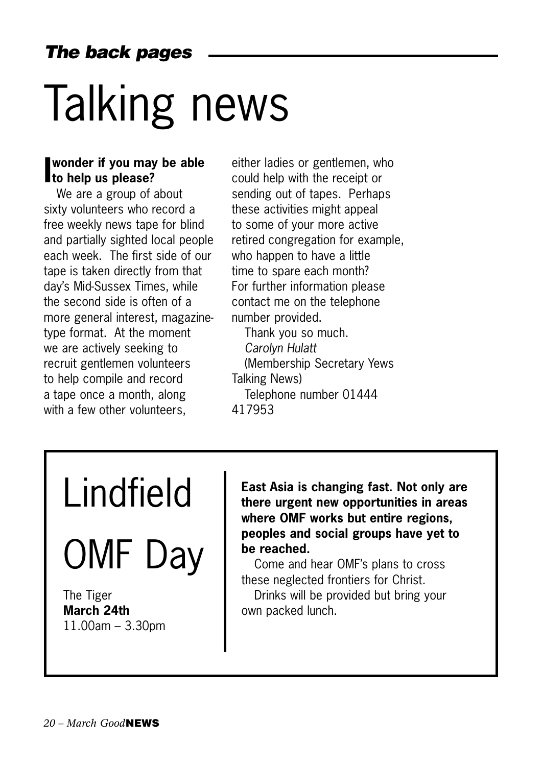# Talking news

**I wonder if you may be able to help us please?**

We are a group of about sixty volunteers who record a free weekly news tape for blind and partially sighted local people each week. The first side of our tape is taken directly from that day's Mid-Sussex Times, while the second side is often of a more general interest, magazine-type format. At the moment we are actively seeking to recruit gentlemen volunteers to help compile and record a tape once a month, along with a few other volunteers, either ladies or gentlemen, who could help with the receipt or sending out of tapes. Perhaps these activities might appeal to some of your more active retired congregation for example, who happen to have a little time to spare each month? For further information please contact me on the telephone number provided.

Thank you so much.

*Carolyn Hulatt*

(Membership Secretary Yews Talking News)

Telephone number 01444 417953

# Lindfield OMF Day

The Tiger
**March 24th**
11.00am – 3.30pm

**East Asia is changing fast. Not only are there urgent new opportunities in areas where OMF works but entire regions, peoples and social groups have yet to be reached.**

Come and hear OMF's plans to cross these neglected frontiers for Christ.

Drinks will be provided but bring your own packed lunch.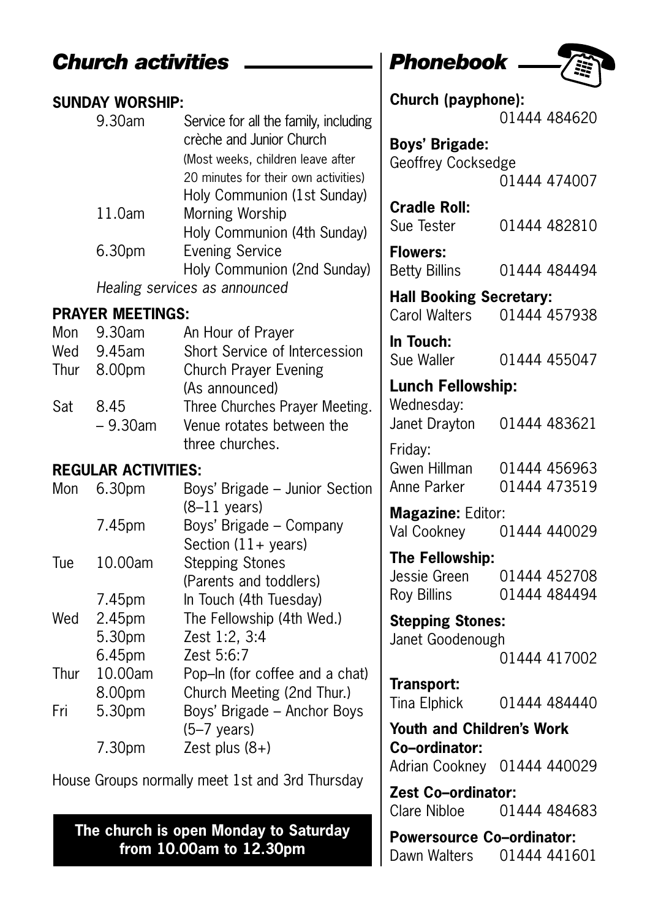## *Church activities*

### SUNDAY WORSHIP:

| | |
|---|---|
| 9.30am | Service for all the family, including crèche and Junior Church (Most weeks, children leave after 20 minutes for their own activities) Holy Communion (1st Sunday) |
| 11.0am | Morning Worship Holy Communion (4th Sunday) |
| 6.30pm | Evening Service Holy Communion (2nd Sunday) |

*Healing services as announced*

### PRAYER MEETINGS:

| | | |
|---|---|---|
| Mon | 9.30am | An Hour of Prayer |
| Wed | 9.45am | Short Service of Intercession |
| Thur | 8.00pm | Church Prayer Evening (As announced) |
| Sat | 8.45 – 9.30am | Three Churches Prayer Meeting. Venue rotates between the three churches. |

### REGULAR ACTIVITIES:

| | | |
|---|---|---|
| Mon | 6.30pm | Boys' Brigade – Junior Section (8–11 years) |
| | 7.45pm | Boys' Brigade – Company Section (11+ years) |
| Tue | 10.00am | Stepping Stones (Parents and toddlers) |
| | 7.45pm | In Touch (4th Tuesday) |
| Wed | 2.45pm | The Fellowship (4th Wed.) |
| | 5.30pm | Zest 1:2, 3:4 |
| | 6.45pm | Zest 5:6:7 |
| Thur | 10.00am | Pop–In (for coffee and a chat) |
| | 8.00pm | Church Meeting (2nd Thur.) |
| Fri | 5.30pm | Boys' Brigade – Anchor Boys (5–7 years) |
| | 7.30pm | Zest plus (8+) |

House Groups normally meet 1st and 3rd Thursday

**The church is open Monday to Saturday from 10.00am to 12.30pm**

## *Phonebook*

**Church (payphone):** 01444 484620

**Boys' Brigade:**
Geoffrey Cocksedge 01444 474007

**Cradle Roll:**
Sue Tester 01444 482810

**Flowers:**
Betty Billins 01444 484494

**Hall Booking Secretary:**
Carol Walters 01444 457938

**In Touch:**
Sue Waller 01444 455047

**Lunch Fellowship:**
Wednesday:
Janet Drayton 01444 483621

Friday:
Gwen Hillman 01444 456963
Anne Parker 01444 473519

**Magazine:** Editor:
Val Cookney 01444 440029

**The Fellowship:**
Jessie Green 01444 452708
Roy Billins 01444 484494

**Stepping Stones:**
Janet Goodenough 01444 417002

**Transport:**
Tina Elphick 01444 484440

**Youth and Children's Work Co–ordinator:**
Adrian Cookney 01444 440029

**Zest Co–ordinator:**
Clare Nibloe 01444 484683

**Powersource Co–ordinator:**
Dawn Walters 01444 441601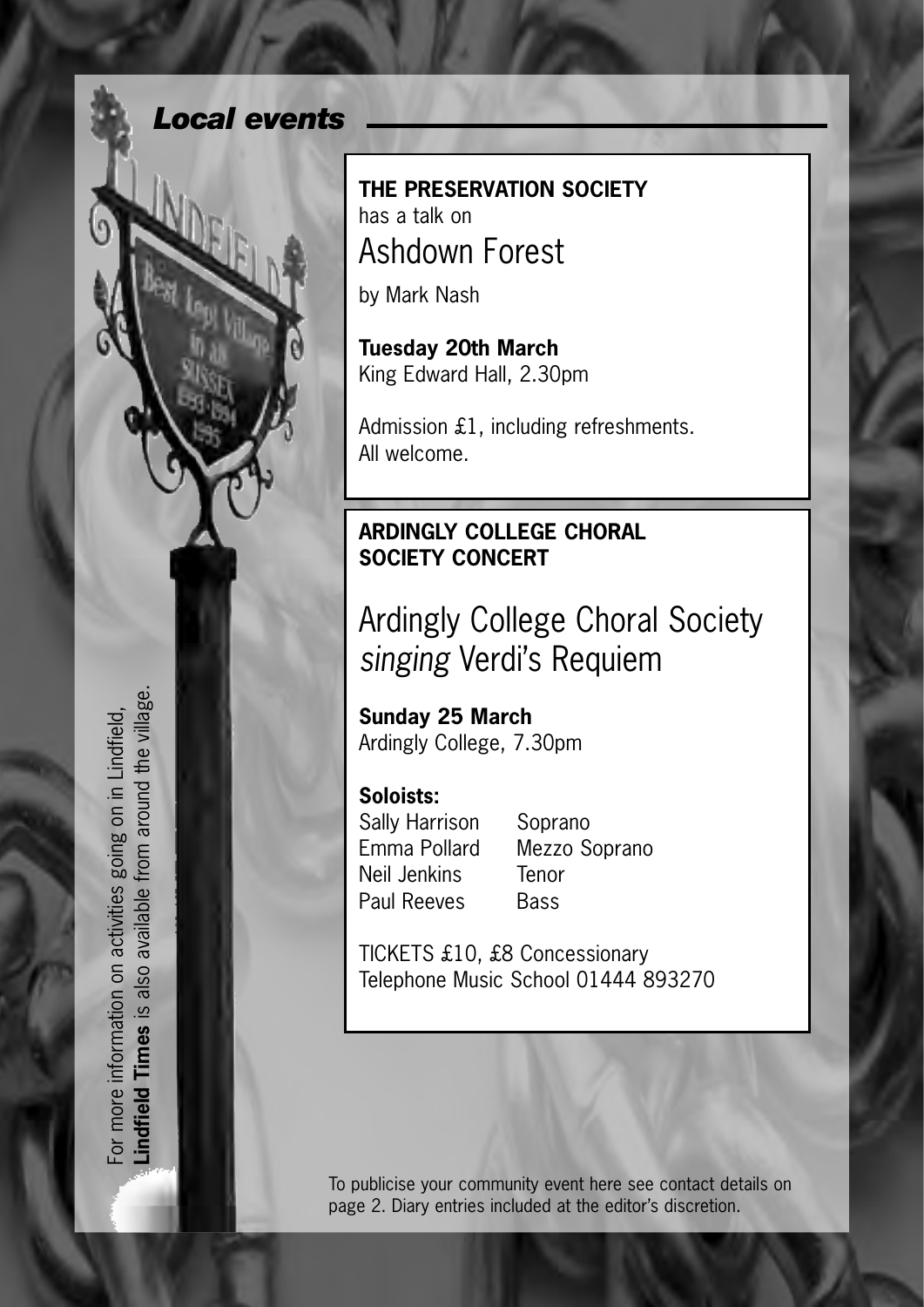## *Local events*

**THE PRESERVATION SOCIETY**
has a talk on

# Ashdown Forest

by Mark Nash

**Tuesday 20th March**
King Edward Hall, 2.30pm

Admission £1, including refreshments.
All welcome.

**ARDINGLY COLLEGE CHORAL SOCIETY CONCERT**

# Ardingly College Choral Society *singing* Verdi's Requiem

**Sunday 25 March**
Ardingly College, 7.30pm

**Soloists:**

| | |
|---|---|
| Sally Harrison | Soprano |
| Emma Pollard | Mezzo Soprano |
| Neil Jenkins | Tenor |
| Paul Reeves | Bass |

TICKETS £10, £8 Concessionary
Telephone Music School 01444 893270

For more information on activities going on in Lindfield, **Lindfield Times** is also available from around the village.

To publicise your community event here see contact details on page 2. Diary entries included at the editor's discretion.